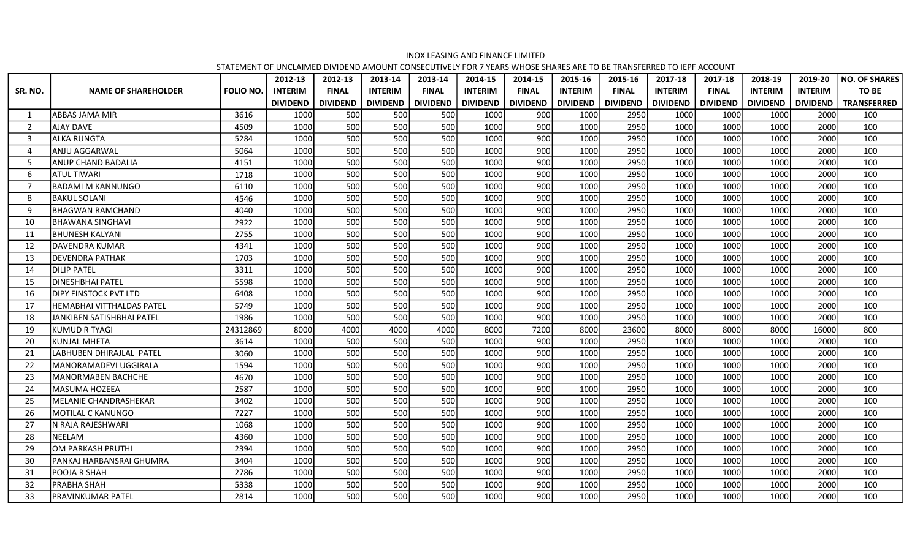INOX LEASING AND FINANCE LIMITED

STATEMENT OF UNCLAIMED DIVIDEND AMOUNT CONSECUTIVELY FOR 7 YEARS WHOSE SHARES ARE TO BE TRANSFERRED TO IEPF ACCOUNT

| SR. NO. | NAME OF SHAREHOLDER | FOLIO NO. | 2012-13 INTERIM DIVIDEND | 2012-13 FINAL DIVIDEND | 2013-14 INTERIM DIVIDEND | 2013-14 FINAL DIVIDEND | 2014-15 INTERIM DIVIDEND | 2014-15 FINAL DIVIDEND | 2015-16 INTERIM DIVIDEND | 2015-16 FINAL DIVIDEND | 2017-18 INTERIM DIVIDEND | 2017-18 FINAL DIVIDEND | 2018-19 INTERIM DIVIDEND | 2019-20 INTERIM DIVIDEND | NO. OF SHARES TO BE TRANSFERRED |
|---|---|---|---|---|---|---|---|---|---|---|---|---|---|---|---|
| 1 | ABBAS JAMA MIR | 3616 | 1000 | 500 | 500 | 500 | 1000 | 900 | 1000 | 2950 | 1000 | 1000 | 1000 | 2000 | 100 |
| 2 | AJAY DAVE | 4509 | 1000 | 500 | 500 | 500 | 1000 | 900 | 1000 | 2950 | 1000 | 1000 | 1000 | 2000 | 100 |
| 3 | ALKA RUNGTA | 5284 | 1000 | 500 | 500 | 500 | 1000 | 900 | 1000 | 2950 | 1000 | 1000 | 1000 | 2000 | 100 |
| 4 | ANJU AGGARWAL | 5064 | 1000 | 500 | 500 | 500 | 1000 | 900 | 1000 | 2950 | 1000 | 1000 | 1000 | 2000 | 100 |
| 5 | ANUP CHAND BADALIA | 4151 | 1000 | 500 | 500 | 500 | 1000 | 900 | 1000 | 2950 | 1000 | 1000 | 1000 | 2000 | 100 |
| 6 | ATUL TIWARI | 1718 | 1000 | 500 | 500 | 500 | 1000 | 900 | 1000 | 2950 | 1000 | 1000 | 1000 | 2000 | 100 |
| 7 | BADAMI M KANNUNGO | 6110 | 1000 | 500 | 500 | 500 | 1000 | 900 | 1000 | 2950 | 1000 | 1000 | 1000 | 2000 | 100 |
| 8 | BAKUL SOLANI | 4546 | 1000 | 500 | 500 | 500 | 1000 | 900 | 1000 | 2950 | 1000 | 1000 | 1000 | 2000 | 100 |
| 9 | BHAGWAN RAMCHAND | 4040 | 1000 | 500 | 500 | 500 | 1000 | 900 | 1000 | 2950 | 1000 | 1000 | 1000 | 2000 | 100 |
| 10 | BHAWANA SINGHAVI | 2922 | 1000 | 500 | 500 | 500 | 1000 | 900 | 1000 | 2950 | 1000 | 1000 | 1000 | 2000 | 100 |
| 11 | BHUNESH KALYANI | 2755 | 1000 | 500 | 500 | 500 | 1000 | 900 | 1000 | 2950 | 1000 | 1000 | 1000 | 2000 | 100 |
| 12 | DAVENDRA KUMAR | 4341 | 1000 | 500 | 500 | 500 | 1000 | 900 | 1000 | 2950 | 1000 | 1000 | 1000 | 2000 | 100 |
| 13 | DEVENDRA PATHAK | 1703 | 1000 | 500 | 500 | 500 | 1000 | 900 | 1000 | 2950 | 1000 | 1000 | 1000 | 2000 | 100 |
| 14 | DILIP PATEL | 3311 | 1000 | 500 | 500 | 500 | 1000 | 900 | 1000 | 2950 | 1000 | 1000 | 1000 | 2000 | 100 |
| 15 | DINESHBHAI PATEL | 5598 | 1000 | 500 | 500 | 500 | 1000 | 900 | 1000 | 2950 | 1000 | 1000 | 1000 | 2000 | 100 |
| 16 | DIPY FINSTOCK PVT LTD | 6408 | 1000 | 500 | 500 | 500 | 1000 | 900 | 1000 | 2950 | 1000 | 1000 | 1000 | 2000 | 100 |
| 17 | HEMABHAI VITTHALDAS PATEL | 5749 | 1000 | 500 | 500 | 500 | 1000 | 900 | 1000 | 2950 | 1000 | 1000 | 1000 | 2000 | 100 |
| 18 | JANKIBEN SATISHBHAI PATEL | 1986 | 1000 | 500 | 500 | 500 | 1000 | 900 | 1000 | 2950 | 1000 | 1000 | 1000 | 2000 | 100 |
| 19 | KUMUD R TYAGI | 24312869 | 8000 | 4000 | 4000 | 4000 | 8000 | 7200 | 8000 | 23600 | 8000 | 8000 | 8000 | 16000 | 800 |
| 20 | KUNJAL MHETA | 3614 | 1000 | 500 | 500 | 500 | 1000 | 900 | 1000 | 2950 | 1000 | 1000 | 1000 | 2000 | 100 |
| 21 | LABHUBEN DHIRAJLAL PATEL | 3060 | 1000 | 500 | 500 | 500 | 1000 | 900 | 1000 | 2950 | 1000 | 1000 | 1000 | 2000 | 100 |
| 22 | MANORAMADEVI UGGIRALA | 1594 | 1000 | 500 | 500 | 500 | 1000 | 900 | 1000 | 2950 | 1000 | 1000 | 1000 | 2000 | 100 |
| 23 | MANORMABEN BACHCHE | 4670 | 1000 | 500 | 500 | 500 | 1000 | 900 | 1000 | 2950 | 1000 | 1000 | 1000 | 2000 | 100 |
| 24 | MASUMA HOZEEA | 2587 | 1000 | 500 | 500 | 500 | 1000 | 900 | 1000 | 2950 | 1000 | 1000 | 1000 | 2000 | 100 |
| 25 | MELANIE CHANDRASHEKAR | 3402 | 1000 | 500 | 500 | 500 | 1000 | 900 | 1000 | 2950 | 1000 | 1000 | 1000 | 2000 | 100 |
| 26 | MOTILAL C KANUNGO | 7227 | 1000 | 500 | 500 | 500 | 1000 | 900 | 1000 | 2950 | 1000 | 1000 | 1000 | 2000 | 100 |
| 27 | N RAJA RAJESHWARI | 1068 | 1000 | 500 | 500 | 500 | 1000 | 900 | 1000 | 2950 | 1000 | 1000 | 1000 | 2000 | 100 |
| 28 | NEELAM | 4360 | 1000 | 500 | 500 | 500 | 1000 | 900 | 1000 | 2950 | 1000 | 1000 | 1000 | 2000 | 100 |
| 29 | OM PARKASH PRUTHI | 2394 | 1000 | 500 | 500 | 500 | 1000 | 900 | 1000 | 2950 | 1000 | 1000 | 1000 | 2000 | 100 |
| 30 | PANKAJ HARBANSRAI GHUMRA | 3404 | 1000 | 500 | 500 | 500 | 1000 | 900 | 1000 | 2950 | 1000 | 1000 | 1000 | 2000 | 100 |
| 31 | POOJA R SHAH | 2786 | 1000 | 500 | 500 | 500 | 1000 | 900 | 1000 | 2950 | 1000 | 1000 | 1000 | 2000 | 100 |
| 32 | PRABHA SHAH | 5338 | 1000 | 500 | 500 | 500 | 1000 | 900 | 1000 | 2950 | 1000 | 1000 | 1000 | 2000 | 100 |
| 33 | PRAVINKUMAR PATEL | 2814 | 1000 | 500 | 500 | 500 | 1000 | 900 | 1000 | 2950 | 1000 | 1000 | 1000 | 2000 | 100 |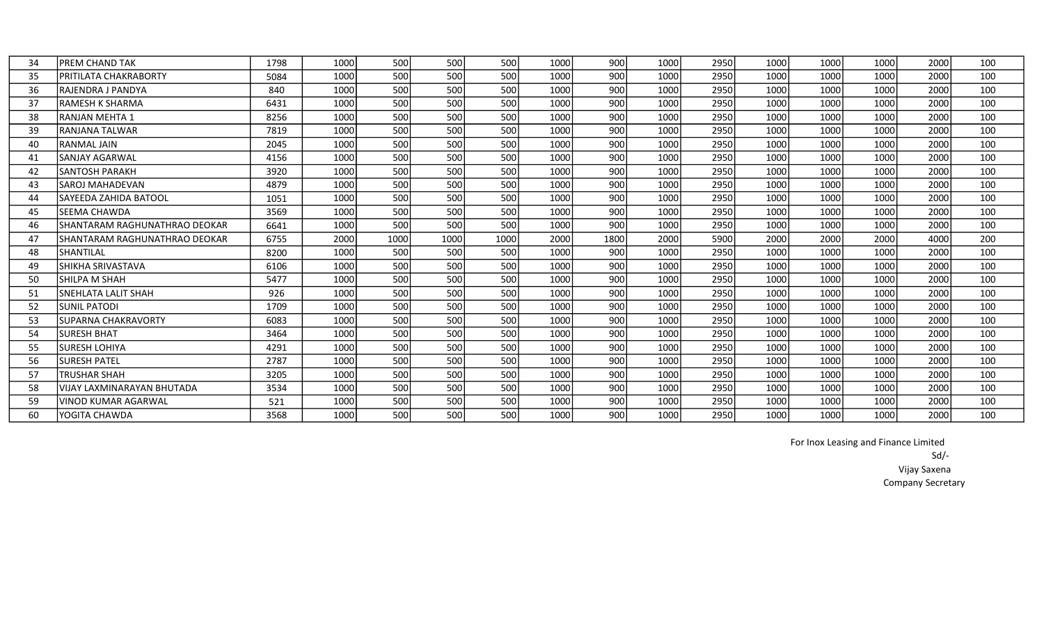| | | | | | | | | | | | | | | | |
|---|---|---|---|---|---|---|---|---|---|---|---|---|---|---|---|
| 34 | PREM CHAND TAK | 1798 | 1000 | 500 | 500 | 500 | 1000 | 900 | 1000 | 2950 | 1000 | 1000 | 1000 | 2000 | 100 |
| 35 | PRITILATA CHAKRABORTY | 5084 | 1000 | 500 | 500 | 500 | 1000 | 900 | 1000 | 2950 | 1000 | 1000 | 1000 | 2000 | 100 |
| 36 | RAJENDRA J PANDYA | 840 | 1000 | 500 | 500 | 500 | 1000 | 900 | 1000 | 2950 | 1000 | 1000 | 1000 | 2000 | 100 |
| 37 | RAMESH K SHARMA | 6431 | 1000 | 500 | 500 | 500 | 1000 | 900 | 1000 | 2950 | 1000 | 1000 | 1000 | 2000 | 100 |
| 38 | RANJAN MEHTA 1 | 8256 | 1000 | 500 | 500 | 500 | 1000 | 900 | 1000 | 2950 | 1000 | 1000 | 1000 | 2000 | 100 |
| 39 | RANJANA TALWAR | 7819 | 1000 | 500 | 500 | 500 | 1000 | 900 | 1000 | 2950 | 1000 | 1000 | 1000 | 2000 | 100 |
| 40 | RANMAL JAIN | 2045 | 1000 | 500 | 500 | 500 | 1000 | 900 | 1000 | 2950 | 1000 | 1000 | 1000 | 2000 | 100 |
| 41 | SANJAY AGARWAL | 4156 | 1000 | 500 | 500 | 500 | 1000 | 900 | 1000 | 2950 | 1000 | 1000 | 1000 | 2000 | 100 |
| 42 | SANTOSH PARAKH | 3920 | 1000 | 500 | 500 | 500 | 1000 | 900 | 1000 | 2950 | 1000 | 1000 | 1000 | 2000 | 100 |
| 43 | SAROJ MAHADEVAN | 4879 | 1000 | 500 | 500 | 500 | 1000 | 900 | 1000 | 2950 | 1000 | 1000 | 1000 | 2000 | 100 |
| 44 | SAYEEDA ZAHIDA BATOOL | 1051 | 1000 | 500 | 500 | 500 | 1000 | 900 | 1000 | 2950 | 1000 | 1000 | 1000 | 2000 | 100 |
| 45 | SEEMA CHAWDA | 3569 | 1000 | 500 | 500 | 500 | 1000 | 900 | 1000 | 2950 | 1000 | 1000 | 1000 | 2000 | 100 |
| 46 | SHANTARAM RAGHUNATHRAO DEOKAR | 6641 | 1000 | 500 | 500 | 500 | 1000 | 900 | 1000 | 2950 | 1000 | 1000 | 1000 | 2000 | 100 |
| 47 | SHANTARAM RAGHUNATHRAO DEOKAR | 6755 | 2000 | 1000 | 1000 | 1000 | 2000 | 1800 | 2000 | 5900 | 2000 | 2000 | 2000 | 4000 | 200 |
| 48 | SHANTILAL | 8200 | 1000 | 500 | 500 | 500 | 1000 | 900 | 1000 | 2950 | 1000 | 1000 | 1000 | 2000 | 100 |
| 49 | SHIKHA SRIVASTAVA | 6106 | 1000 | 500 | 500 | 500 | 1000 | 900 | 1000 | 2950 | 1000 | 1000 | 1000 | 2000 | 100 |
| 50 | SHILPA M SHAH | 5477 | 1000 | 500 | 500 | 500 | 1000 | 900 | 1000 | 2950 | 1000 | 1000 | 1000 | 2000 | 100 |
| 51 | SNEHLATA LALIT SHAH | 926 | 1000 | 500 | 500 | 500 | 1000 | 900 | 1000 | 2950 | 1000 | 1000 | 1000 | 2000 | 100 |
| 52 | SUNIL PATODI | 1709 | 1000 | 500 | 500 | 500 | 1000 | 900 | 1000 | 2950 | 1000 | 1000 | 1000 | 2000 | 100 |
| 53 | SUPARNA CHAKRAVORTY | 6083 | 1000 | 500 | 500 | 500 | 1000 | 900 | 1000 | 2950 | 1000 | 1000 | 1000 | 2000 | 100 |
| 54 | SURESH BHAT | 3464 | 1000 | 500 | 500 | 500 | 1000 | 900 | 1000 | 2950 | 1000 | 1000 | 1000 | 2000 | 100 |
| 55 | SURESH LOHIYA | 4291 | 1000 | 500 | 500 | 500 | 1000 | 900 | 1000 | 2950 | 1000 | 1000 | 1000 | 2000 | 100 |
| 56 | SURESH PATEL | 2787 | 1000 | 500 | 500 | 500 | 1000 | 900 | 1000 | 2950 | 1000 | 1000 | 1000 | 2000 | 100 |
| 57 | TRUSHAR SHAH | 3205 | 1000 | 500 | 500 | 500 | 1000 | 900 | 1000 | 2950 | 1000 | 1000 | 1000 | 2000 | 100 |
| 58 | VIJAY LAXMINARAYAN BHUTADA | 3534 | 1000 | 500 | 500 | 500 | 1000 | 900 | 1000 | 2950 | 1000 | 1000 | 1000 | 2000 | 100 |
| 59 | VINOD KUMAR AGARWAL | 521 | 1000 | 500 | 500 | 500 | 1000 | 900 | 1000 | 2950 | 1000 | 1000 | 1000 | 2000 | 100 |
| 60 | YOGITA CHAWDA | 3568 | 1000 | 500 | 500 | 500 | 1000 | 900 | 1000 | 2950 | 1000 | 1000 | 1000 | 2000 | 100 |

For Inox Leasing and Finance Limited

Sd/-

Vijay Saxena

Company Secretary